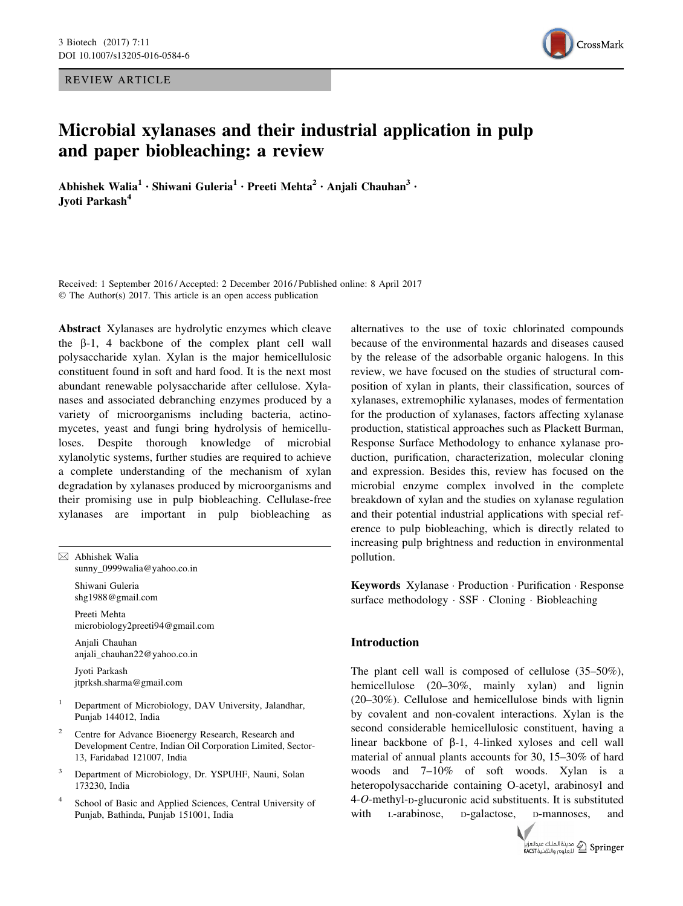REVIEW ARTICLE

# Microbial xylanases and their industrial application in pulp and paper biobleaching: a review

**Abhishek Walia[1] · Shiwani Guleria[1] · Preeti Mehta[2] · Anjali Chauhan[3] · Jyoti Parkash[4]**

Received: 1 September 2016 / Accepted: 2 December 2016 / Published online: 8 April 2017
© The Author(s) 2017. This article is an open access publication

**Abstract** Xylanases are hydrolytic enzymes which cleave the β-1, 4 backbone of the complex plant cell wall polysaccharide xylan. Xylan is the major hemicellulosic constituent found in soft and hard food. It is the next most abundant renewable polysaccharide after cellulose. Xylanases and associated debranching enzymes produced by a variety of microorganisms including bacteria, actinomycetes, yeast and fungi bring hydrolysis of hemicelluloses. Despite thorough knowledge of microbial xylanolytic systems, further studies are required to achieve a complete understanding of the mechanism of xylan degradation by xylanases produced by microorganisms and their promising use in pulp biobleaching. Cellulase-free xylanases are important in pulp biobleaching as alternatives to the use of toxic chlorinated compounds because of the environmental hazards and diseases caused by the release of the adsorbable organic halogens. In this review, we have focused on the studies of structural composition of xylan in plants, their classification, sources of xylanases, extremophilic xylanases, modes of fermentation for the production of xylanases, factors affecting xylanase production, statistical approaches such as Plackett Burman, Response Surface Methodology to enhance xylanase production, purification, characterization, molecular cloning and expression. Besides this, review has focused on the microbial enzyme complex involved in the complete breakdown of xylan and the studies on xylanase regulation and their potential industrial applications with special reference to pulp biobleaching, which is directly related to increasing pulp brightness and reduction in environmental pollution.

**Keywords** Xylanase · Production · Purification · Response surface methodology · SSF · Cloning · Biobleaching

✉ Abhishek Walia
sunny_0999walia@yahoo.co.in

Shiwani Guleria
shg1988@gmail.com

Preeti Mehta
microbiology2preeti94@gmail.com

Anjali Chauhan
anjali_chauhan22@yahoo.co.in

Jyoti Parkash
jtprksh.sharma@gmail.com

[1] Department of Microbiology, DAV University, Jalandhar, Punjab 144012, India

[2] Centre for Advance Bioenergy Research, Research and Development Centre, Indian Oil Corporation Limited, Sector-13, Faridabad 121007, India

[3] Department of Microbiology, Dr. YSPUHF, Nauni, Solan 173230, India

[4] School of Basic and Applied Sciences, Central University of Punjab, Bathinda, Punjab 151001, India

## Introduction

The plant cell wall is composed of cellulose (35–50%), hemicellulose (20–30%, mainly xylan) and lignin (20–30%). Cellulose and hemicellulose binds with lignin by covalent and non-covalent interactions. Xylan is the second considerable hemicellulosic constituent, having a linear backbone of β-1, 4-linked xyloses and cell wall material of annual plants accounts for 30, 15–30% of hard woods and 7–10% of soft woods. Xylan is a heteropolysaccharide containing O-acetyl, arabinosyl and 4-*O*-methyl-D-glucuronic acid substituents. It is substituted with L-arabinose, D-galactose, D-mannoses, and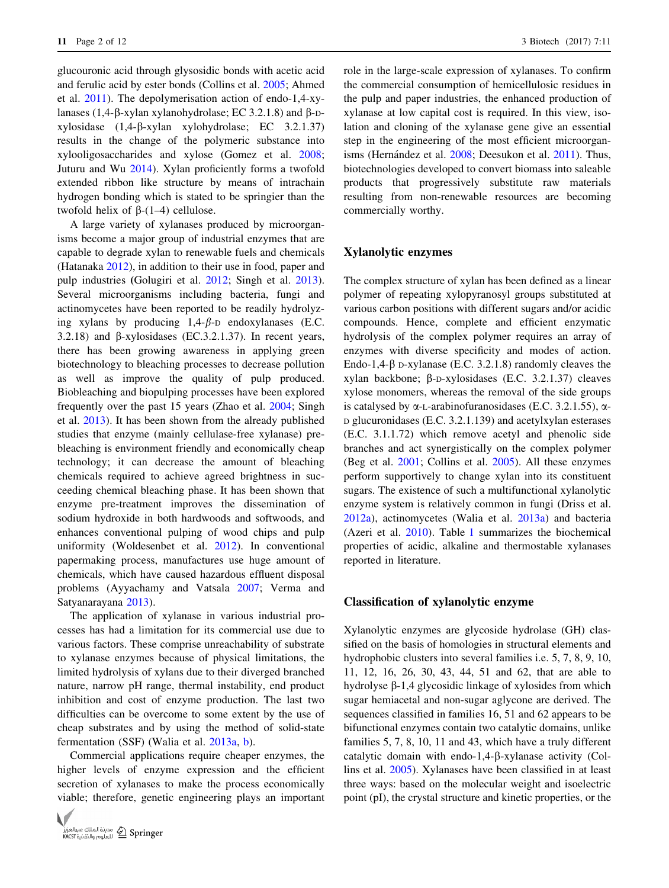glucouronic acid through glysosidic bonds with acetic acid and ferulic acid by ester bonds (Collins et al. 2005; Ahmed et al. 2011). The depolymerisation action of endo-1,4-xylanases (1,4-β-xylan xylanohydrolase; EC 3.2.1.8) and β-D-xylosidase (1,4-β-xylan xylohydrolase; EC 3.2.1.37) results in the change of the polymeric substance into xylooligosaccharides and xylose (Gomez et al. 2008; Juturu and Wu 2014). Xylan proficiently forms a twofold extended ribbon like structure by means of intrachain hydrogen bonding which is stated to be springier than the twofold helix of β-(1–4) cellulose.

A large variety of xylanases produced by microorganisms become a major group of industrial enzymes that are capable to degrade xylan to renewable fuels and chemicals (Hatanaka 2012), in addition to their use in food, paper and pulp industries (Golugiri et al. 2012; Singh et al. 2013). Several microorganisms including bacteria, fungi and actinomycetes have been reported to be readily hydrolyzing xylans by producing 1,4-*β*-D endoxylanases (E.C. 3.2.18) and β-xylosidases (EC.3.2.1.37). In recent years, there has been growing awareness in applying green biotechnology to bleaching processes to decrease pollution as well as improve the quality of pulp produced. Biobleaching and biopulping processes have been explored frequently over the past 15 years (Zhao et al. 2004; Singh et al. 2013). It has been shown from the already published studies that enzyme (mainly cellulase-free xylanase) prebleaching is environment friendly and economically cheap technology; it can decrease the amount of bleaching chemicals required to achieve agreed brightness in succeeding chemical bleaching phase. It has been shown that enzyme pre-treatment improves the dissemination of sodium hydroxide in both hardwoods and softwoods, and enhances conventional pulping of wood chips and pulp uniformity (Woldesenbet et al. 2012). In conventional papermaking process, manufactures use huge amount of chemicals, which have caused hazardous effluent disposal problems (Ayyachamy and Vatsala 2007; Verma and Satyanarayana 2013).

The application of xylanase in various industrial processes has had a limitation for its commercial use due to various factors. These comprise unreachability of substrate to xylanase enzymes because of physical limitations, the limited hydrolysis of xylans due to their diverged branched nature, narrow pH range, thermal instability, end product inhibition and cost of enzyme production. The last two difficulties can be overcome to some extent by the use of cheap substrates and by using the method of solid-state fermentation (SSF) (Walia et al. 2013a, b).

Commercial applications require cheaper enzymes, the higher levels of enzyme expression and the efficient secretion of xylanases to make the process economically viable; therefore, genetic engineering plays an important role in the large-scale expression of xylanases. To confirm the commercial consumption of hemicellulosic residues in the pulp and paper industries, the enhanced production of xylanase at low capital cost is required. In this view, isolation and cloning of the xylanase gene give an essential step in the engineering of the most efficient microorganisms (Hernández et al. 2008; Deesukon et al. 2011). Thus, biotechnologies developed to convert biomass into saleable products that progressively substitute raw materials resulting from non-renewable resources are becoming commercially worthy.

## Xylanolytic enzymes

The complex structure of xylan has been defined as a linear polymer of repeating xylopyranosyl groups substituted at various carbon positions with different sugars and/or acidic compounds. Hence, complete and efficient enzymatic hydrolysis of the complex polymer requires an array of enzymes with diverse specificity and modes of action. Endo-1,4-β D-xylanase (E.C. 3.2.1.8) randomly cleaves the xylan backbone; β-D-xylosidases (E.C. 3.2.1.37) cleaves xylose monomers, whereas the removal of the side groups is catalysed by α-L-arabinofuranosidases (E.C. 3.2.1.55), α-D glucuronidases (E.C. 3.2.1.139) and acetylxylan esterases (E.C. 3.1.1.72) which remove acetyl and phenolic side branches and act synergistically on the complex polymer (Beg et al. 2001; Collins et al. 2005). All these enzymes perform supportively to change xylan into its constituent sugars. The existence of such a multifunctional xylanolytic enzyme system is relatively common in fungi (Driss et al. 2012a), actinomycetes (Walia et al. 2013a) and bacteria (Azeri et al. 2010). Table 1 summarizes the biochemical properties of acidic, alkaline and thermostable xylanases reported in literature.

## Classification of xylanolytic enzyme

Xylanolytic enzymes are glycoside hydrolase (GH) classified on the basis of homologies in structural elements and hydrophobic clusters into several families i.e. 5, 7, 8, 9, 10, 11, 12, 16, 26, 30, 43, 44, 51 and 62, that are able to hydrolyse β-1,4 glycosidic linkage of xylosides from which sugar hemiacetal and non-sugar aglycone are derived. The sequences classified in families 16, 51 and 62 appears to be bifunctional enzymes contain two catalytic domains, unlike families 5, 7, 8, 10, 11 and 43, which have a truly different catalytic domain with endo-1,4-β-xylanase activity (Collins et al. 2005). Xylanases have been classified in at least three ways: based on the molecular weight and isoelectric point (pI), the crystal structure and kinetic properties, or the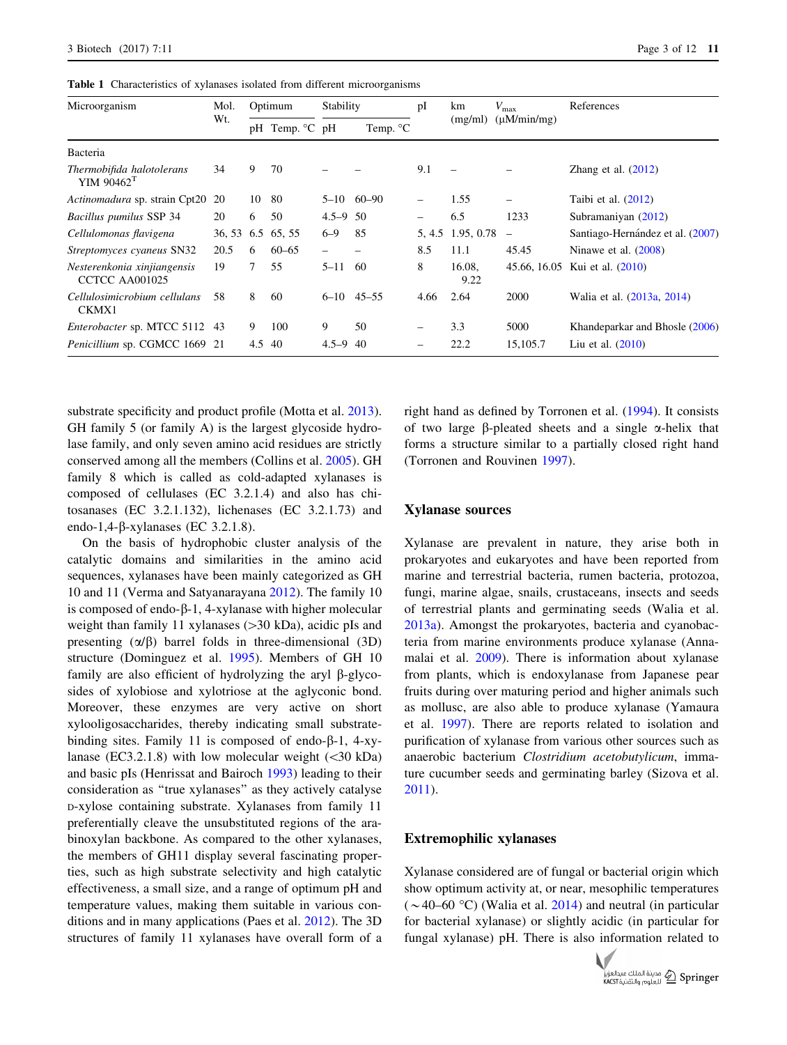**Table 1** Characteristics of xylanases isolated from different microorganisms

| Microorganism | Mol. Wt. | Optimum | | Stability | | pI | km (mg/ml) | $V_{max}$ (μM/min/mg) | References |
|---|---|---|---|---|---|---|---|---|---|
| | | pH | Temp. °C | pH | Temp. °C | | | | |
| Bacteria | | | | | | | | | |
| *Thermobifida halotolerans* YIM 90462[T] | 34 | 9 | 70 | – | – | 9.1 | – | – | Zhang et al. (2012) |
| *Actinomadura* sp. strain Cpt20 | 20 | 10 | 80 | 5–10 | 60–90 | – | 1.55 | – | Taibi et al. (2012) |
| *Bacillus pumilus* SSP 34 | 20 | 6 | 50 | 4.5–9 | 50 | – | 6.5 | 1233 | Subramaniyan (2012) |
| *Cellulomonas flavigena* | 36, 53 | 6.5 | 65, 55 | 6–9 | 85 | 5, 4.5 | 1.95, 0.78 | – | Santiago-Hernández et al. (2007) |
| *Streptomyces cyaneus* SN32 | 20.5 | 6 | 60–65 | – | – | 8.5 | 11.1 | 45.45 | Ninawe et al. (2008) |
| *Nesterenkonia xinjiangensis* CCTCC AA001025 | 19 | 7 | 55 | 5–11 | 60 | 8 | 16.08, 9.22 | 45.66, 16.05 | Kui et al. (2010) |
| *Cellulosimicrobium cellulans* CKMX1 | 58 | 8 | 60 | 6–10 | 45–55 | 4.66 | 2.64 | 2000 | Walia et al. (2013a, 2014) |
| *Enterobacter* sp. MTCC 5112 | 43 | 9 | 100 | 9 | 50 | – | 3.3 | 5000 | Khandeparkar and Bhosle (2006) |
| *Penicillium* sp. CGMCC 1669 | 21 | 4.5 | 40 | 4.5–9 | 40 | – | 22.2 | 15,105.7 | Liu et al. (2010) |

substrate specificity and product profile (Motta et al. 2013). GH family 5 (or family A) is the largest glycoside hydrolase family, and only seven amino acid residues are strictly conserved among all the members (Collins et al. 2005). GH family 8 which is called as cold-adapted xylanases is composed of cellulases (EC 3.2.1.4) and also has chitosanases (EC 3.2.1.132), lichenases (EC 3.2.1.73) and endo-1,4-β-xylanases (EC 3.2.1.8).

On the basis of hydrophobic cluster analysis of the catalytic domains and similarities in the amino acid sequences, xylanases have been mainly categorized as GH 10 and 11 (Verma and Satyanarayana 2012). The family 10 is composed of endo-β-1, 4-xylanase with higher molecular weight than family 11 xylanases (>30 kDa), acidic pIs and presenting (α/β) barrel folds in three-dimensional (3D) structure (Dominguez et al. 1995). Members of GH 10 family are also efficient of hydrolyzing the aryl β-glycosides of xylobiose and xylotriose at the aglyconic bond. Moreover, these enzymes are very active on short xylooligosaccharides, thereby indicating small substrate-binding sites. Family 11 is composed of endo-β-1, 4-xylanase (EC3.2.1.8) with low molecular weight (<30 kDa) and basic pIs (Henrissat and Bairoch 1993) leading to their consideration as "true xylanases" as they actively catalyse D-xylose containing substrate. Xylanases from family 11 preferentially cleave the unsubstituted regions of the arabinoxylan backbone. As compared to the other xylanases, the members of GH11 display several fascinating properties, such as high substrate selectivity and high catalytic effectiveness, a small size, and a range of optimum pH and temperature values, making them suitable in various conditions and in many applications (Paes et al. 2012). The 3D structures of family 11 xylanases have overall form of a right hand as defined by Torronen et al. (1994). It consists of two large β-pleated sheets and a single α-helix that forms a structure similar to a partially closed right hand (Torronen and Rouvinen 1997).

## Xylanase sources

Xylanase are prevalent in nature, they arise both in prokaryotes and eukaryotes and have been reported from marine and terrestrial bacteria, rumen bacteria, protozoa, fungi, marine algae, snails, crustaceans, insects and seeds of terrestrial plants and germinating seeds (Walia et al. 2013a). Amongst the prokaryotes, bacteria and cyanobacteria from marine environments produce xylanase (Annamalai et al. 2009). There is information about xylanase from plants, which is endoxylanase from Japanese pear fruits during over maturing period and higher animals such as mollusc, are also able to produce xylanase (Yamaura et al. 1997). There are reports related to isolation and purification of xylanase from various other sources such as anaerobic bacterium *Clostridium acetobutylicum*, immature cucumber seeds and germinating barley (Sizova et al. 2011).

## Extremophilic xylanases

Xylanase considered are of fungal or bacterial origin which show optimum activity at, or near, mesophilic temperatures (~40–60 °C) (Walia et al. 2014) and neutral (in particular for bacterial xylanase) or slightly acidic (in particular for fungal xylanase) pH. There is also information related to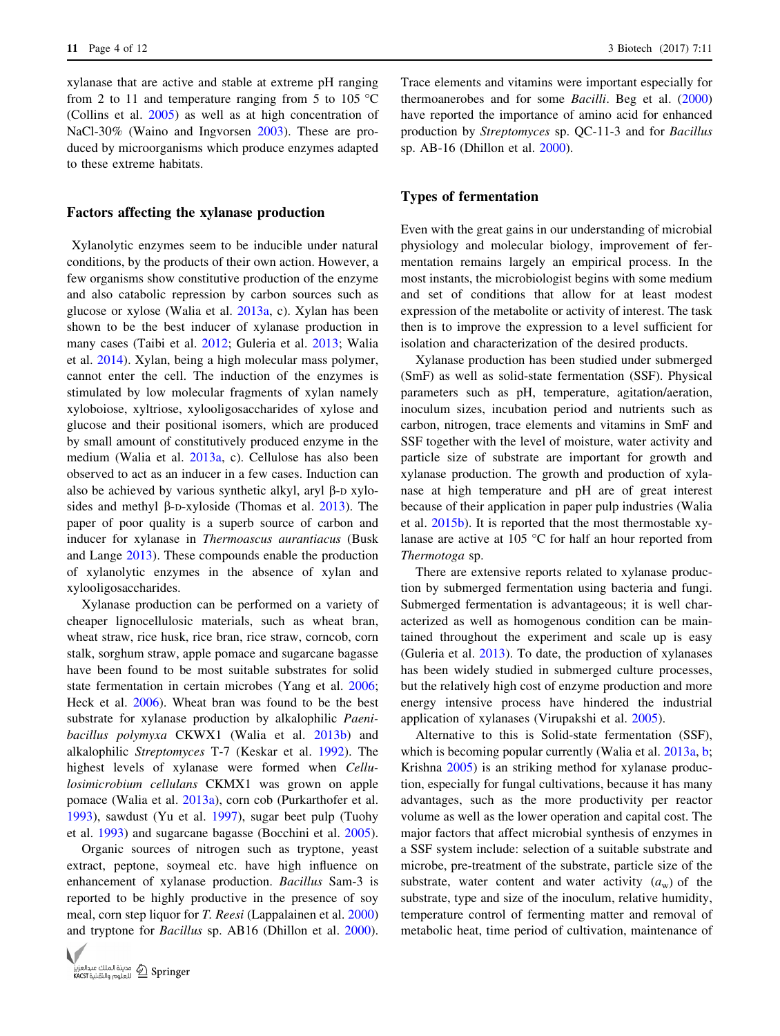xylanase that are active and stable at extreme pH ranging from 2 to 11 and temperature ranging from 5 to 105 °C (Collins et al. 2005) as well as at high concentration of NaCl-30% (Waino and Ingvorsen 2003). These are produced by microorganisms which produce enzymes adapted to these extreme habitats.

## Factors affecting the xylanase production

Xylanolytic enzymes seem to be inducible under natural conditions, by the products of their own action. However, a few organisms show constitutive production of the enzyme and also catabolic repression by carbon sources such as glucose or xylose (Walia et al. 2013a, c). Xylan has been shown to be the best inducer of xylanase production in many cases (Taibi et al. 2012; Guleria et al. 2013; Walia et al. 2014). Xylan, being a high molecular mass polymer, cannot enter the cell. The induction of the enzymes is stimulated by low molecular fragments of xylan namely xyloboiose, xyltriose, xylooligosaccharides of xylose and glucose and their positional isomers, which are produced by small amount of constitutively produced enzyme in the medium (Walia et al. 2013a, c). Cellulose has also been observed to act as an inducer in a few cases. Induction can also be achieved by various synthetic alkyl, aryl β-D xylosides and methyl β-D-xyloside (Thomas et al. 2013). The paper of poor quality is a superb source of carbon and inducer for xylanase in *Thermoascus aurantiacus* (Busk and Lange 2013). These compounds enable the production of xylanolytic enzymes in the absence of xylan and xylooligosaccharides.

Xylanase production can be performed on a variety of cheaper lignocellulosic materials, such as wheat bran, wheat straw, rice husk, rice bran, rice straw, corncob, corn stalk, sorghum straw, apple pomace and sugarcane bagasse have been found to be most suitable substrates for solid state fermentation in certain microbes (Yang et al. 2006; Heck et al. 2006). Wheat bran was found to be the best substrate for xylanase production by alkalophilic *Paenibacillus polymyxa* CKWX1 (Walia et al. 2013b) and alkalophilic *Streptomyces* T-7 (Keskar et al. 1992). The highest levels of xylanase were formed when *Cellulosimicrobium cellulans* CKMX1 was grown on apple pomace (Walia et al. 2013a), corn cob (Purkarthofer et al. 1993), sawdust (Yu et al. 1997), sugar beet pulp (Tuohy et al. 1993) and sugarcane bagasse (Bocchini et al. 2005).

Organic sources of nitrogen such as tryptone, yeast extract, peptone, soymeal etc. have high influence on enhancement of xylanase production. *Bacillus* Sam-3 is reported to be highly productive in the presence of soy meal, corn step liquor for *T. Reesi* (Lappalainen et al. 2000) and tryptone for *Bacillus* sp. AB16 (Dhillon et al. 2000). Trace elements and vitamins were important especially for thermoanerobes and for some *Bacilli*. Beg et al. (2000) have reported the importance of amino acid for enhanced production by *Streptomyces* sp. QC-11-3 and for *Bacillus* sp. AB-16 (Dhillon et al. 2000).

## Types of fermentation

Even with the great gains in our understanding of microbial physiology and molecular biology, improvement of fermentation remains largely an empirical process. In the most instants, the microbiologist begins with some medium and set of conditions that allow for at least modest expression of the metabolite or activity of interest. The task then is to improve the expression to a level sufficient for isolation and characterization of the desired products.

Xylanase production has been studied under submerged (SmF) as well as solid-state fermentation (SSF). Physical parameters such as pH, temperature, agitation/aeration, inoculum sizes, incubation period and nutrients such as carbon, nitrogen, trace elements and vitamins in SmF and SSF together with the level of moisture, water activity and particle size of substrate are important for growth and xylanase production. The growth and production of xylanase at high temperature and pH are of great interest because of their application in paper pulp industries (Walia et al. 2015b). It is reported that the most thermostable xylanase are active at 105 °C for half an hour reported from *Thermotoga* sp.

There are extensive reports related to xylanase production by submerged fermentation using bacteria and fungi. Submerged fermentation is advantageous; it is well characterized as well as homogenous condition can be maintained throughout the experiment and scale up is easy (Guleria et al. 2013). To date, the production of xylanases has been widely studied in submerged culture processes, but the relatively high cost of enzyme production and more energy intensive process have hindered the industrial application of xylanases (Virupakshi et al. 2005).

Alternative to this is Solid-state fermentation (SSF), which is becoming popular currently (Walia et al. 2013a, b; Krishna 2005) is an striking method for xylanase production, especially for fungal cultivations, because it has many advantages, such as the more productivity per reactor volume as well as the lower operation and capital cost. The major factors that affect microbial synthesis of enzymes in a SSF system include: selection of a suitable substrate and microbe, pre-treatment of the substrate, particle size of the substrate, water content and water activity ($a_w$) of the substrate, type and size of the inoculum, relative humidity, temperature control of fermenting matter and removal of metabolic heat, time period of cultivation, maintenance of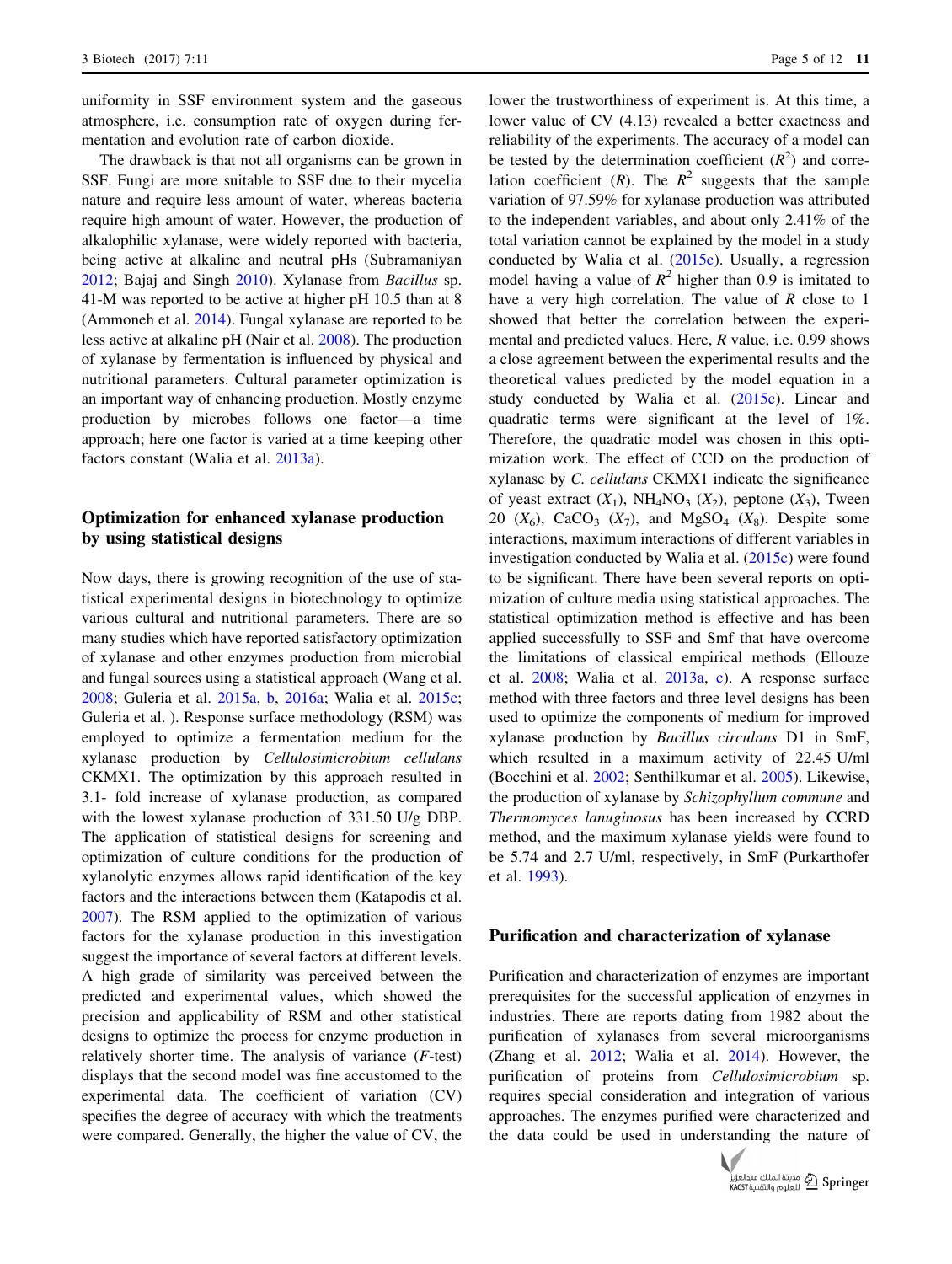uniformity in SSF environment system and the gaseous atmosphere, i.e. consumption rate of oxygen during fermentation and evolution rate of carbon dioxide.

The drawback is that not all organisms can be grown in SSF. Fungi are more suitable to SSF due to their mycelia nature and require less amount of water, whereas bacteria require high amount of water. However, the production of alkalophilic xylanase, were widely reported with bacteria, being active at alkaline and neutral pHs (Subramaniyan 2012; Bajaj and Singh 2010). Xylanase from *Bacillus* sp. 41-M was reported to be active at higher pH 10.5 than at 8 (Ammoneh et al. 2014). Fungal xylanase are reported to be less active at alkaline pH (Nair et al. 2008). The production of xylanase by fermentation is influenced by physical and nutritional parameters. Cultural parameter optimization is an important way of enhancing production. Mostly enzyme production by microbes follows one factor—a time approach; here one factor is varied at a time keeping other factors constant (Walia et al. 2013a).

## Optimization for enhanced xylanase production by using statistical designs

Now days, there is growing recognition of the use of statistical experimental designs in biotechnology to optimize various cultural and nutritional parameters. There are so many studies which have reported satisfactory optimization of xylanase and other enzymes production from microbial and fungal sources using a statistical approach (Wang et al. 2008; Guleria et al. 2015a, b, 2016a; Walia et al. 2015c; Guleria et al. ). Response surface methodology (RSM) was employed to optimize a fermentation medium for the xylanase production by *Cellulosimicrobium cellulans* CKMX1. The optimization by this approach resulted in 3.1- fold increase of xylanase production, as compared with the lowest xylanase production of 331.50 U/g DBP. The application of statistical designs for screening and optimization of culture conditions for the production of xylanolytic enzymes allows rapid identification of the key factors and the interactions between them (Katapodis et al. 2007). The RSM applied to the optimization of various factors for the xylanase production in this investigation suggest the importance of several factors at different levels. A high grade of similarity was perceived between the predicted and experimental values, which showed the precision and applicability of RSM and other statistical designs to optimize the process for enzyme production in relatively shorter time. The analysis of variance (*F*-test) displays that the second model was fine accustomed to the experimental data. The coefficient of variation (CV) specifies the degree of accuracy with which the treatments were compared. Generally, the higher the value of CV, the lower the trustworthiness of experiment is. At this time, a lower value of CV (4.13) revealed a better exactness and reliability of the experiments. The accuracy of a model can be tested by the determination coefficient ($R^2$) and correlation coefficient ($R$). The $R^2$ suggests that the sample variation of 97.59% for xylanase production was attributed to the independent variables, and about only 2.41% of the total variation cannot be explained by the model in a study conducted by Walia et al. (2015c). Usually, a regression model having a value of $R^2$ higher than 0.9 is imitated to have a very high correlation. The value of $R$ close to 1 showed that better the correlation between the experimental and predicted values. Here, $R$ value, i.e. 0.99 shows a close agreement between the experimental results and the theoretical values predicted by the model equation in a study conducted by Walia et al. (2015c). Linear and quadratic terms were significant at the level of 1%. Therefore, the quadratic model was chosen in this optimization work. The effect of CCD on the production of xylanase by *C. cellulans* CKMX1 indicate the significance of yeast extract ($X_1$), $NH_4NO_3$ ($X_2$), peptone ($X_3$), Tween 20 ($X_6$), $CaCO_3$ ($X_7$), and $MgSO_4$ ($X_8$). Despite some interactions, maximum interactions of different variables in investigation conducted by Walia et al. (2015c) were found to be significant. There have been several reports on optimization of culture media using statistical approaches. The statistical optimization method is effective and has been applied successfully to SSF and Smf that have overcome the limitations of classical empirical methods (Ellouze et al. 2008; Walia et al. 2013a, c). A response surface method with three factors and three level designs has been used to optimize the components of medium for improved xylanase production by *Bacillus circulans* D1 in SmF, which resulted in a maximum activity of 22.45 U/ml (Bocchini et al. 2002; Senthilkumar et al. 2005). Likewise, the production of xylanase by *Schizophyllum commune* and *Thermomyces lanuginosus* has been increased by CCRD method, and the maximum xylanase yields were found to be 5.74 and 2.7 U/ml, respectively, in SmF (Purkarthofer et al. 1993).

## Purification and characterization of xylanase

Purification and characterization of enzymes are important prerequisites for the successful application of enzymes in industries. There are reports dating from 1982 about the purification of xylanases from several microorganisms (Zhang et al. 2012; Walia et al. 2014). However, the purification of proteins from *Cellulosimicrobium* sp. requires special consideration and integration of various approaches. The enzymes purified were characterized and the data could be used in understanding the nature of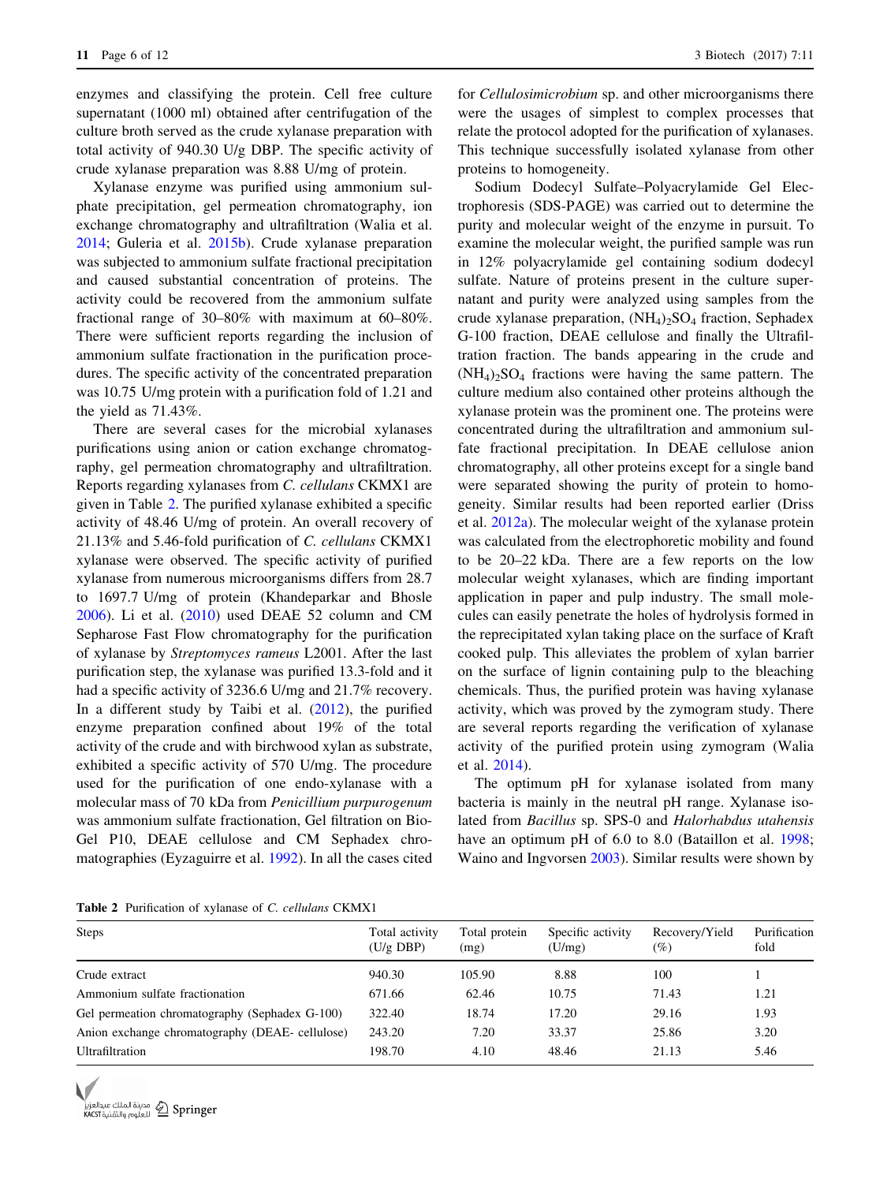enzymes and classifying the protein. Cell free culture supernatant (1000 ml) obtained after centrifugation of the culture broth served as the crude xylanase preparation with total activity of 940.30 U/g DBP. The specific activity of crude xylanase preparation was 8.88 U/mg of protein.

Xylanase enzyme was purified using ammonium sulphate precipitation, gel permeation chromatography, ion exchange chromatography and ultrafiltration (Walia et al. 2014; Guleria et al. 2015b). Crude xylanase preparation was subjected to ammonium sulfate fractional precipitation and caused substantial concentration of proteins. The activity could be recovered from the ammonium sulfate fractional range of 30–80% with maximum at 60–80%. There were sufficient reports regarding the inclusion of ammonium sulfate fractionation in the purification procedures. The specific activity of the concentrated preparation was 10.75 U/mg protein with a purification fold of 1.21 and the yield as 71.43%.

There are several cases for the microbial xylanases purifications using anion or cation exchange chromatography, gel permeation chromatography and ultrafiltration. Reports regarding xylanases from *C. cellulans* CKMX1 are given in Table 2. The purified xylanase exhibited a specific activity of 48.46 U/mg of protein. An overall recovery of 21.13% and 5.46-fold purification of *C. cellulans* CKMX1 xylanase were observed. The specific activity of purified xylanase from numerous microorganisms differs from 28.7 to 1697.7 U/mg of protein (Khandeparkar and Bhosle 2006). Li et al. (2010) used DEAE 52 column and CM Sepharose Fast Flow chromatography for the purification of xylanase by *Streptomyces rameus* L2001. After the last purification step, the xylanase was purified 13.3-fold and it had a specific activity of 3236.6 U/mg and 21.7% recovery. In a different study by Taibi et al. (2012), the purified enzyme preparation confined about 19% of the total activity of the crude and with birchwood xylan as substrate, exhibited a specific activity of 570 U/mg. The procedure used for the purification of one endo-xylanase with a molecular mass of 70 kDa from *Penicillium purpurogenum* was ammonium sulfate fractionation, Gel filtration on Bio-Gel P10, DEAE cellulose and CM Sephadex chromatographies (Eyzaguirre et al. 1992). In all the cases cited for *Cellulosimicrobium* sp. and other microorganisms there were the usages of simplest to complex processes that relate the protocol adopted for the purification of xylanases. This technique successfully isolated xylanase from other proteins to homogeneity.

Sodium Dodecyl Sulfate–Polyacrylamide Gel Electrophoresis (SDS-PAGE) was carried out to determine the purity and molecular weight of the enzyme in pursuit. To examine the molecular weight, the purified sample was run in 12% polyacrylamide gel containing sodium dodecyl sulfate. Nature of proteins present in the culture supernatant and purity were analyzed using samples from the crude xylanase preparation, $(NH_4)_2SO_4$ fraction, Sephadex G-100 fraction, DEAE cellulose and finally the Ultrafiltration fraction. The bands appearing in the crude and $(NH_4)_2SO_4$ fractions were having the same pattern. The culture medium also contained other proteins although the xylanase protein was the prominent one. The proteins were concentrated during the ultrafiltration and ammonium sulfate fractional precipitation. In DEAE cellulose anion chromatography, all other proteins except for a single band were separated showing the purity of protein to homogeneity. Similar results had been reported earlier (Driss et al. 2012a). The molecular weight of the xylanase protein was calculated from the electrophoretic mobility and found to be 20–22 kDa. There are a few reports on the low molecular weight xylanases, which are finding important application in paper and pulp industry. The small molecules can easily penetrate the holes of hydrolysis formed in the reprecipitated xylan taking place on the surface of Kraft cooked pulp. This alleviates the problem of xylan barrier on the surface of lignin containing pulp to the bleaching chemicals. Thus, the purified protein was having xylanase activity, which was proved by the zymogram study. There are several reports regarding the verification of xylanase activity of the purified protein using zymogram (Walia et al. 2014).

The optimum pH for xylanase isolated from many bacteria is mainly in the neutral pH range. Xylanase isolated from *Bacillus* sp. SPS-0 and *Halorhabdus utahensis* have an optimum pH of 6.0 to 8.0 (Bataillon et al. 1998; Waino and Ingvorsen 2003). Similar results were shown by

**Table 2** Purification of xylanase of *C. cellulans* CKMX1

| Steps | Total activity (U/g DBP) | Total protein (mg) | Specific activity (U/mg) | Recovery/Yield (%) | Purification fold |
|---|---|---|---|---|---|
| Crude extract | 940.30 | 105.90 | 8.88 | 100 | 1 |
| Ammonium sulfate fractionation | 671.66 | 62.46 | 10.75 | 71.43 | 1.21 |
| Gel permeation chromatography (Sephadex G-100) | 322.40 | 18.74 | 17.20 | 29.16 | 1.93 |
| Anion exchange chromatography (DEAE- cellulose) | 243.20 | 7.20 | 33.37 | 25.86 | 3.20 |
| Ultrafiltration | 198.70 | 4.10 | 48.46 | 21.13 | 5.46 |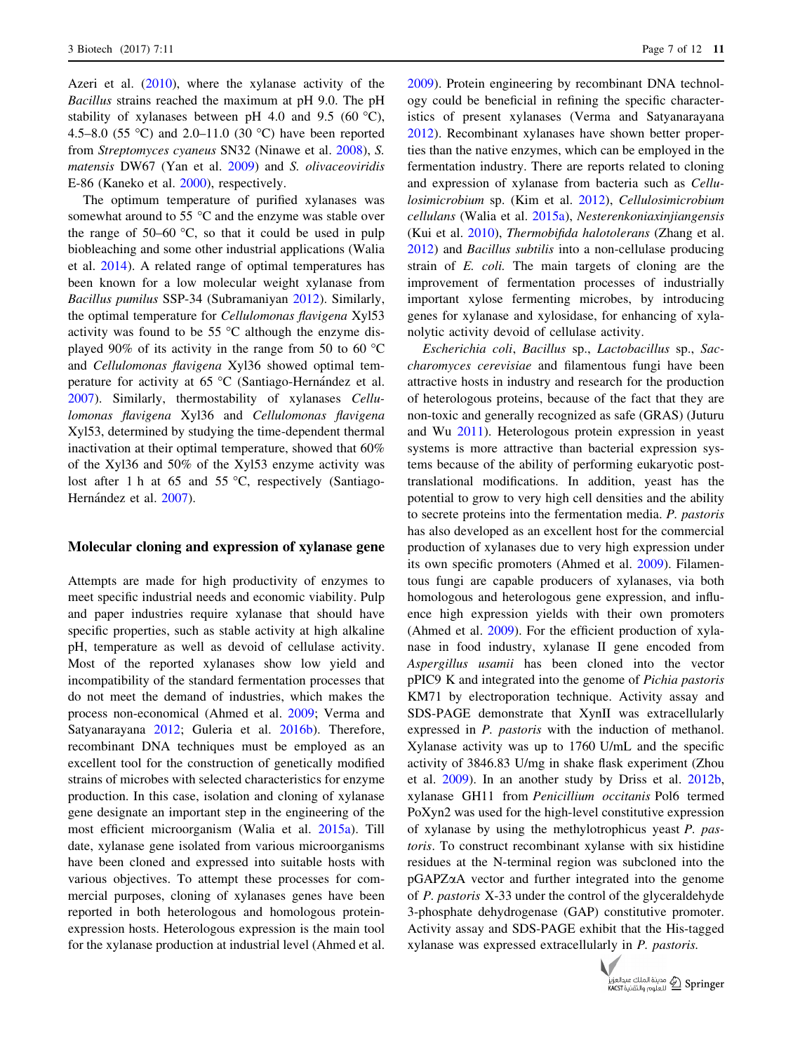Azeri et al. (2010), where the xylanase activity of the *Bacillus* strains reached the maximum at pH 9.0. The pH stability of xylanases between pH 4.0 and 9.5 (60 °C), 4.5–8.0 (55 °C) and 2.0–11.0 (30 °C) have been reported from *Streptomyces cyaneus* SN32 (Ninawe et al. 2008), *S. matensis* DW67 (Yan et al. 2009) and *S. olivaceoviridis* E-86 (Kaneko et al. 2000), respectively.

The optimum temperature of purified xylanases was somewhat around to 55 °C and the enzyme was stable over the range of 50–60 °C, so that it could be used in pulp biobleaching and some other industrial applications (Walia et al. 2014). A related range of optimal temperatures has been known for a low molecular weight xylanase from *Bacillus pumilus* SSP-34 (Subramaniyan 2012). Similarly, the optimal temperature for *Cellulomonas flavigena* Xyl53 activity was found to be 55 °C although the enzyme displayed 90% of its activity in the range from 50 to 60 °C and *Cellulomonas flavigena* Xyl36 showed optimal temperature for activity at 65 °C (Santiago-Hernández et al. 2007). Similarly, thermostability of xylanases *Cellulomonas flavigena* Xyl36 and *Cellulomonas flavigena* Xyl53, determined by studying the time-dependent thermal inactivation at their optimal temperature, showed that 60% of the Xyl36 and 50% of the Xyl53 enzyme activity was lost after 1 h at 65 and 55 °C, respectively (Santiago-Hernández et al. 2007).

## Molecular cloning and expression of xylanase gene

Attempts are made for high productivity of enzymes to meet specific industrial needs and economic viability. Pulp and paper industries require xylanase that should have specific properties, such as stable activity at high alkaline pH, temperature as well as devoid of cellulase activity. Most of the reported xylanases show low yield and incompatibility of the standard fermentation processes that do not meet the demand of industries, which makes the process non-economical (Ahmed et al. 2009; Verma and Satyanarayana 2012; Guleria et al. 2016b). Therefore, recombinant DNA techniques must be employed as an excellent tool for the construction of genetically modified strains of microbes with selected characteristics for enzyme production. In this case, isolation and cloning of xylanase gene designate an important step in the engineering of the most efficient microorganism (Walia et al. 2015a). Till date, xylanase gene isolated from various microorganisms have been cloned and expressed into suitable hosts with various objectives. To attempt these processes for commercial purposes, cloning of xylanases genes have been reported in both heterologous and homologous protein-expression hosts. Heterologous expression is the main tool for the xylanase production at industrial level (Ahmed et al. 2009). Protein engineering by recombinant DNA technology could be beneficial in refining the specific characteristics of present xylanases (Verma and Satyanarayana 2012). Recombinant xylanases have shown better properties than the native enzymes, which can be employed in the fermentation industry. There are reports related to cloning and expression of xylanase from bacteria such as *Cellulosimicrobium* sp. (Kim et al. 2012), *Cellulosimicrobium cellulans* (Walia et al. 2015a), *Nesterenkoniaxinjiangensis* (Kui et al. 2010), *Thermobifida halotolerans* (Zhang et al. 2012) and *Bacillus subtilis* into a non-cellulase producing strain of *E. coli*. The main targets of cloning are the improvement of fermentation processes of industrially important xylose fermenting microbes, by introducing genes for xylanase and xylosidase, for enhancing of xylanolytic activity devoid of cellulase activity.

*Escherichia coli*, *Bacillus* sp., *Lactobacillus* sp., *Saccharomyces cerevisiae* and filamentous fungi have been attractive hosts in industry and research for the production of heterologous proteins, because of the fact that they are non-toxic and generally recognized as safe (GRAS) (Juturu and Wu 2011). Heterologous protein expression in yeast systems is more attractive than bacterial expression systems because of the ability of performing eukaryotic post-translational modifications. In addition, yeast has the potential to grow to very high cell densities and the ability to secrete proteins into the fermentation media. *P. pastoris* has also developed as an excellent host for the commercial production of xylanases due to very high expression under its own specific promoters (Ahmed et al. 2009). Filamentous fungi are capable producers of xylanases, via both homologous and heterologous gene expression, and influence high expression yields with their own promoters (Ahmed et al. 2009). For the efficient production of xylanase in food industry, xylanase II gene encoded from *Aspergillus usamii* has been cloned into the vector pPIC9 K and integrated into the genome of *Pichia pastoris* KM71 by electroporation technique. Activity assay and SDS-PAGE demonstrate that XynII was extracellularly expressed in *P. pastoris* with the induction of methanol. Xylanase activity was up to 1760 U/mL and the specific activity of 3846.83 U/mg in shake flask experiment (Zhou et al. 2009). In an another study by Driss et al. 2012b, xylanase GH11 from *Penicillium occitanis* Pol6 termed PoXyn2 was used for the high-level constitutive expression of xylanase by using the methylotrophicus yeast *P. pastoris*. To construct recombinant xylanse with six histidine residues at the N-terminal region was subcloned into the pGAPZαA vector and further integrated into the genome of *P. pastoris* X-33 under the control of the glyceraldehyde 3-phosphate dehydrogenase (GAP) constitutive promoter. Activity assay and SDS-PAGE exhibit that the His-tagged xylanase was expressed extracellularly in *P. pastoris*.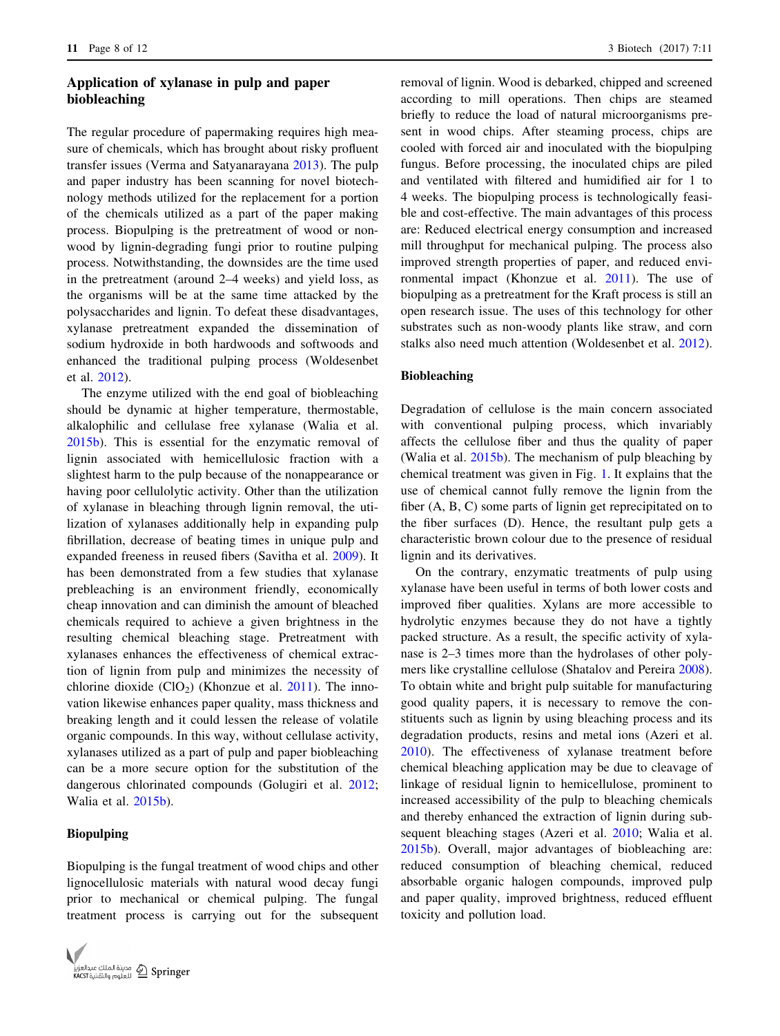## Application of xylanase in pulp and paper biobleaching

The regular procedure of papermaking requires high measure of chemicals, which has brought about risky profluent transfer issues (Verma and Satyanarayana 2013). The pulp and paper industry has been scanning for novel biotechnology methods utilized for the replacement for a portion of the chemicals utilized as a part of the paper making process. Biopulping is the pretreatment of wood or non-wood by lignin-degrading fungi prior to routine pulping process. Notwithstanding, the downsides are the time used in the pretreatment (around 2–4 weeks) and yield loss, as the organisms will be at the same time attacked by the polysaccharides and lignin. To defeat these disadvantages, xylanase pretreatment expanded the dissemination of sodium hydroxide in both hardwoods and softwoods and enhanced the traditional pulping process (Woldesenbet et al. 2012).

The enzyme utilized with the end goal of biobleaching should be dynamic at higher temperature, thermostable, alkalophilic and cellulase free xylanase (Walia et al. 2015b). This is essential for the enzymatic removal of lignin associated with hemicellulosic fraction with a slightest harm to the pulp because of the nonappearance or having poor cellulolytic activity. Other than the utilization of xylanase in bleaching through lignin removal, the utilization of xylanases additionally help in expanding pulp fibrillation, decrease of beating times in unique pulp and expanded freeness in reused fibers (Savitha et al. 2009). It has been demonstrated from a few studies that xylanase prebleaching is an environment friendly, economically cheap innovation and can diminish the amount of bleached chemicals required to achieve a given brightness in the resulting chemical bleaching stage. Pretreatment with xylanases enhances the effectiveness of chemical extraction of lignin from pulp and minimizes the necessity of chlorine dioxide ($ClO_2$) (Khonzue et al. 2011). The innovation likewise enhances paper quality, mass thickness and breaking length and it could lessen the release of volatile organic compounds. In this way, without cellulase activity, xylanases utilized as a part of pulp and paper biobleaching can be a more secure option for the substitution of the dangerous chlorinated compounds (Golugiri et al. 2012; Walia et al. 2015b).

### Biopulping

Biopulping is the fungal treatment of wood chips and other lignocellulosic materials with natural wood decay fungi prior to mechanical or chemical pulping. The fungal treatment process is carrying out for the subsequent removal of lignin. Wood is debarked, chipped and screened according to mill operations. Then chips are steamed briefly to reduce the load of natural microorganisms present in wood chips. After steaming process, chips are cooled with forced air and inoculated with the biopulping fungus. Before processing, the inoculated chips are piled and ventilated with filtered and humidified air for 1 to 4 weeks. The biopulping process is technologically feasible and cost-effective. The main advantages of this process are: Reduced electrical energy consumption and increased mill throughput for mechanical pulping. The process also improved strength properties of paper, and reduced environmental impact (Khonzue et al. 2011). The use of biopulping as a pretreatment for the Kraft process is still an open research issue. The uses of this technology for other substrates such as non-woody plants like straw, and corn stalks also need much attention (Woldesenbet et al. 2012).

### Biobleaching

Degradation of cellulose is the main concern associated with conventional pulping process, which invariably affects the cellulose fiber and thus the quality of paper (Walia et al. 2015b). The mechanism of pulp bleaching by chemical treatment was given in Fig. 1. It explains that the use of chemical cannot fully remove the lignin from the fiber (A, B, C) some parts of lignin get reprecipitated on to the fiber surfaces (D). Hence, the resultant pulp gets a characteristic brown colour due to the presence of residual lignin and its derivatives.

On the contrary, enzymatic treatments of pulp using xylanase have been useful in terms of both lower costs and improved fiber qualities. Xylans are more accessible to hydrolytic enzymes because they do not have a tightly packed structure. As a result, the specific activity of xylanase is 2–3 times more than the hydrolases of other polymers like crystalline cellulose (Shatalov and Pereira 2008). To obtain white and bright pulp suitable for manufacturing good quality papers, it is necessary to remove the constituents such as lignin by using bleaching process and its degradation products, resins and metal ions (Azeri et al. 2010). The effectiveness of xylanase treatment before chemical bleaching application may be due to cleavage of linkage of residual lignin to hemicellulose, prominent to increased accessibility of the pulp to bleaching chemicals and thereby enhanced the extraction of lignin during subsequent bleaching stages (Azeri et al. 2010; Walia et al. 2015b). Overall, major advantages of biobleaching are: reduced consumption of bleaching chemical, reduced absorbable organic halogen compounds, improved pulp and paper quality, improved brightness, reduced effluent toxicity and pollution load.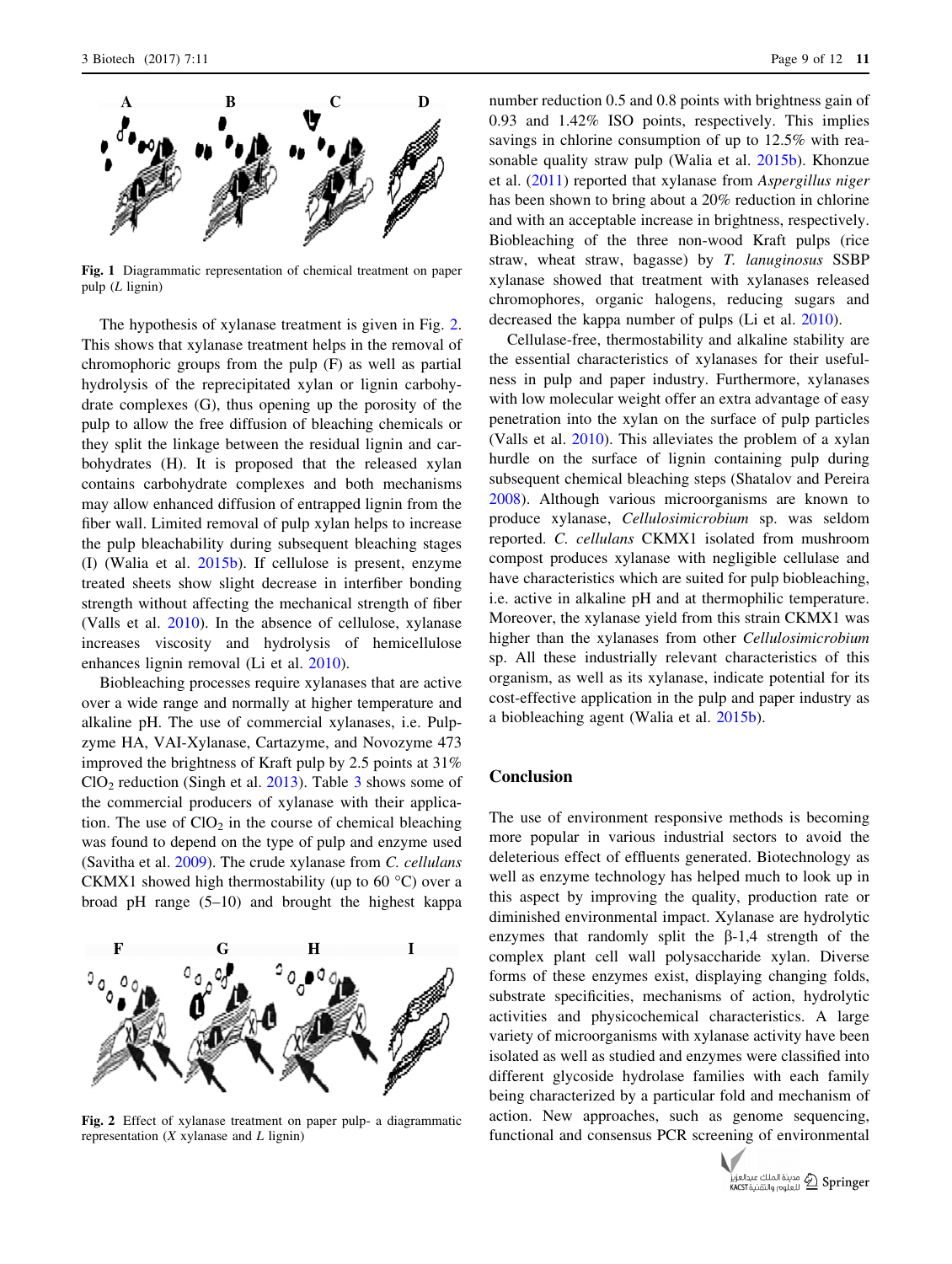A B C D

**Fig. 1** Diagrammatic representation of chemical treatment on paper pulp (*L* lignin)

The hypothesis of xylanase treatment is given in Fig. 2. This shows that xylanase treatment helps in the removal of chromophoric groups from the pulp (F) as well as partial hydrolysis of the reprecipitated xylan or lignin carbohydrate complexes (G), thus opening up the porosity of the pulp to allow the free diffusion of bleaching chemicals or they split the linkage between the residual lignin and carbohydrates (H). It is proposed that the released xylan contains carbohydrate complexes and both mechanisms may allow enhanced diffusion of entrapped lignin from the fiber wall. Limited removal of pulp xylan helps to increase the pulp bleachability during subsequent bleaching stages (I) (Walia et al. 2015b). If cellulose is present, enzyme treated sheets show slight decrease in interfiber bonding strength without affecting the mechanical strength of fiber (Valls et al. 2010). In the absence of cellulose, xylanase increases viscosity and hydrolysis of hemicellulose enhances lignin removal (Li et al. 2010).

Biobleaching processes require xylanases that are active over a wide range and normally at higher temperature and alkaline pH. The use of commercial xylanases, i.e. Pulpzyme HA, VAI-Xylanase, Cartazyme, and Novozyme 473 improved the brightness of Kraft pulp by 2.5 points at 31% $ClO_2$ reduction (Singh et al. 2013). Table 3 shows some of the commercial producers of xylanase with their application. The use of $ClO_2$ in the course of chemical bleaching was found to depend on the type of pulp and enzyme used (Savitha et al. 2009). The crude xylanase from *C. cellulans* CKMX1 showed high thermostability (up to 60 °C) over a broad pH range (5–10) and brought the highest kappa number reduction 0.5 and 0.8 points with brightness gain of 0.93 and 1.42% ISO points, respectively. This implies savings in chlorine consumption of up to 12.5% with reasonable quality straw pulp (Walia et al. 2015b). Khonzue et al. (2011) reported that xylanase from *Aspergillus niger* has been shown to bring about a 20% reduction in chlorine and with an acceptable increase in brightness, respectively. Biobleaching of the three non-wood Kraft pulps (rice straw, wheat straw, bagasse) by *T. lanuginosus* SSBP xylanase showed that treatment with xylanases released chromophores, organic halogens, reducing sugars and decreased the kappa number of pulps (Li et al. 2010).

Cellulase-free, thermostability and alkaline stability are the essential characteristics of xylanases for their usefulness in pulp and paper industry. Furthermore, xylanases with low molecular weight offer an extra advantage of easy penetration into the xylan on the surface of pulp particles (Valls et al. 2010). This alleviates the problem of a xylan hurdle on the surface of lignin containing pulp during subsequent chemical bleaching steps (Shatalov and Pereira 2008). Although various microorganisms are known to produce xylanase, *Cellulosimicrobium* sp. was seldom reported. *C. cellulans* CKMX1 isolated from mushroom compost produces xylanase with negligible cellulase and have characteristics which are suited for pulp biobleaching, i.e. active in alkaline pH and at thermophilic temperature. Moreover, the xylanase yield from this strain CKMX1 was higher than the xylanases from other *Cellulosimicrobium* sp. All these industrially relevant characteristics of this organism, as well as its xylanase, indicate potential for its cost-effective application in the pulp and paper industry as a biobleaching agent (Walia et al. 2015b).

F G H I

**Fig. 2** Effect of xylanase treatment on paper pulp- a diagrammatic representation (*X* xylanase and *L* lignin)

## Conclusion

The use of environment responsive methods is becoming more popular in various industrial sectors to avoid the deleterious effect of effluents generated. Biotechnology as well as enzyme technology has helped much to look up in this aspect by improving the quality, production rate or diminished environmental impact. Xylanase are hydrolytic enzymes that randomly split the β-1,4 strength of the complex plant cell wall polysaccharide xylan. Diverse forms of these enzymes exist, displaying changing folds, substrate specificities, mechanisms of action, hydrolytic activities and physicochemical characteristics. A large variety of microorganisms with xylanase activity have been isolated as well as studied and enzymes were classified into different glycoside hydrolase families with each family being characterized by a particular fold and mechanism of action. New approaches, such as genome sequencing, functional and consensus PCR screening of environmental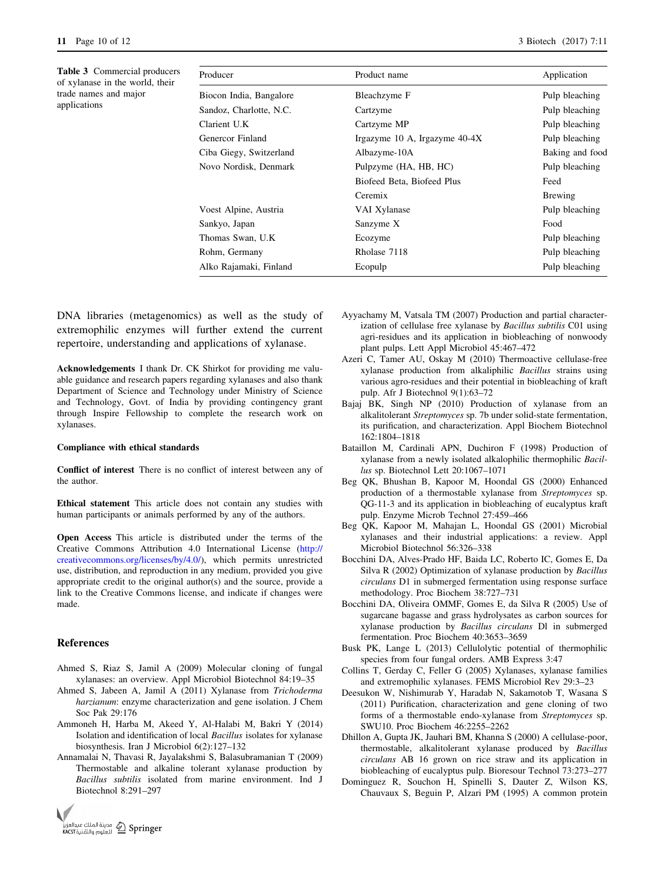Table 3 Commercial producers of xylanase in the world, their trade names and major applications

| Producer | Product name | Application |
|---|---|---|
| Biocon India, Bangalore | Bleachzyme F | Pulp bleaching |
| Sandoz, Charlotte, N.C. | Cartzyme | Pulp bleaching |
| Clarient U.K | Cartzyme MP | Pulp bleaching |
| Genercor Finland | Irgazyme 10 A, Irgazyme 40-4X | Pulp bleaching |
| Ciba Giegy, Switzerland | Albazyme-10A | Baking and food |
| Novo Nordisk, Denmark | Pulpzyme (HA, HB, HC) | Pulp bleaching |
| | Biofeed Beta, Biofeed Plus | Feed |
| | Ceremix | Brewing |
| Voest Alpine, Austria | VAI Xylanase | Pulp bleaching |
| Sankyo, Japan | Sanzyme X | Food |
| Thomas Swan, U.K | Ecozyme | Pulp bleaching |
| Rohm, Germany | Rholase 7118 | Pulp bleaching |
| Alko Rajamaki, Finland | Ecopulp | Pulp bleaching |

DNA libraries (metagenomics) as well as the study of extremophilic enzymes will further extend the current repertoire, understanding and applications of xylanase.

**Acknowledgements** I thank Dr. CK Shirkot for providing me valuable guidance and research papers regarding xylanases and also thank Department of Science and Technology under Ministry of Science and Technology, Govt. of India by providing contingency grant through Inspire Fellowship to complete the research work on xylanases.

**Compliance with ethical standards**

**Conflict of interest** There is no conflict of interest between any of the author.

**Ethical statement** This article does not contain any studies with human participants or animals performed by any of the authors.

**Open Access** This article is distributed under the terms of the Creative Commons Attribution 4.0 International License (http://creativecommons.org/licenses/by/4.0/), which permits unrestricted use, distribution, and reproduction in any medium, provided you give appropriate credit to the original author(s) and the source, provide a link to the Creative Commons license, and indicate if changes were made.

## References

Ahmed S, Riaz S, Jamil A (2009) Molecular cloning of fungal xylanases: an overview. Appl Microbiol Biotechnol 84:19–35

Ahmed S, Jabeen A, Jamil A (2011) Xylanase from *Trichoderma harzianum*: enzyme characterization and gene isolation. J Chem Soc Pak 29:176

Ammoneh H, Harba M, Akeed Y, Al-Halabi M, Bakri Y (2014) Isolation and identification of local *Bacillus* isolates for xylanase biosynthesis. Iran J Microbiol 6(2):127–132

Annamalai N, Thavasi R, Jayalakshmi S, Balasubramanian T (2009) Thermostable and alkaline tolerant xylanase production by *Bacillus subtilis* isolated from marine environment. Ind J Biotechnol 8:291–297

Ayyachamy M, Vatsala TM (2007) Production and partial characterization of cellulase free xylanase by *Bacillus subtilis* C01 using agri-residues and its application in biobleaching of nonwoody plant pulps. Lett Appl Microbiol 45:467–472

Azeri C, Tamer AU, Oskay M (2010) Thermoactive cellulase-free xylanase production from alkaliphilic *Bacillus* strains using various agro-residues and their potential in biobleaching of kraft pulp. Afr J Biotechnol 9(1):63–72

Bajaj BK, Singh NP (2010) Production of xylanase from an alkalitolerant *Streptomyces* sp. 7b under solid-state fermentation, its purification, and characterization. Appl Biochem Biotechnol 162:1804–1818

Bataillon M, Cardinali APN, Duchiron F (1998) Production of xylanase from a newly isolated alkalophilic thermophilic *Bacillus* sp. Biotechnol Lett 20:1067–1071

Beg QK, Bhushan B, Kapoor M, Hoondal GS (2000) Enhanced production of a thermostable xylanase from *Streptomyces* sp. QG-11-3 and its application in biobleaching of eucalyptus kraft pulp. Enzyme Microb Technol 27:459–466

Beg QK, Kapoor M, Mahajan L, Hoondal GS (2001) Microbial xylanases and their industrial applications: a review. Appl Microbiol Biotechnol 56:326–338

Bocchini DA, Alves-Prado HF, Baida LC, Roberto IC, Gomes E, Da Silva R (2002) Optimization of xylanase production by *Bacillus circulans* D1 in submerged fermentation using response surface methodology. Proc Biochem 38:727–731

Bocchini DA, Oliveira OMMF, Gomes E, da Silva R (2005) Use of sugarcane bagasse and grass hydrolysates as carbon sources for xylanase production by *Bacillus circulans* Dl in submerged fermentation. Proc Biochem 40:3653–3659

Busk PK, Lange L (2013) Cellulolytic potential of thermophilic species from four fungal orders. AMB Express 3:47

Collins T, Gerday C, Feller G (2005) Xylanases, xylanase families and extremophilic xylanases. FEMS Microbiol Rev 29:3–23

Deesukon W, Nishimurab Y, Haradab N, Sakamotob T, Wasana S (2011) Purification, characterization and gene cloning of two forms of a thermostable endo-xylanase from *Streptomyces* sp. SWU10. Proc Biochem 46:2255–2262

Dhillon A, Gupta JK, Jauhari BM, Khanna S (2000) A cellulase-poor, thermostable, alkalitolerant xylanase produced by *Bacillus circulans* AB 16 grown on rice straw and its application in biobleaching of eucalyptus pulp. Bioresour Technol 73:273–277

Dominguez R, Souchon H, Spinelli S, Dauter Z, Wilson KS, Chauvaux S, Beguin P, Alzari PM (1995) A common protein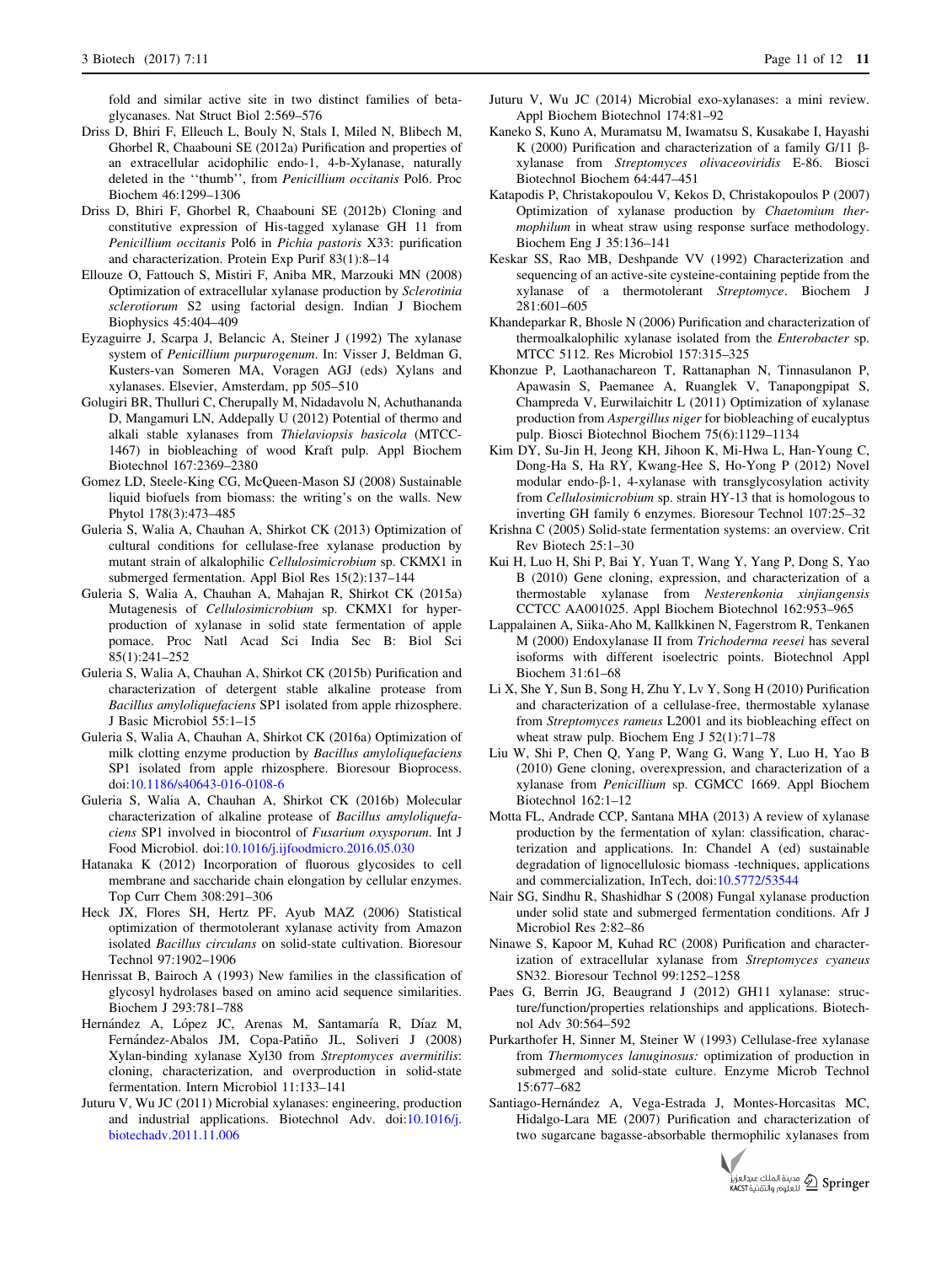fold and similar active site in two distinct families of beta-glycanases. Nat Struct Biol 2:569–576

Driss D, Bhiri F, Elleuch L, Bouly N, Stals I, Miled N, Blibech M, Ghorbel R, Chaabouni SE (2012a) Purification and properties of an extracellular acidophilic endo-1, 4-b-Xylanase, naturally deleted in the ''thumb'', from *Penicillium occitanis* Pol6. Proc Biochem 46:1299–1306

Driss D, Bhiri F, Ghorbel R, Chaabouni SE (2012b) Cloning and constitutive expression of His-tagged xylanase GH 11 from *Penicillium occitanis* Pol6 in *Pichia pastoris* X33: purification and characterization. Protein Exp Purif 83(1):8–14

Ellouze O, Fattouch S, Mistiri F, Aniba MR, Marzouki MN (2008) Optimization of extracellular xylanase production by *Sclerotinia sclerotiorum* S2 using factorial design. Indian J Biochem Biophysics 45:404–409

Eyzaguirre J, Scarpa J, Belancic A, Steiner J (1992) The xylanase system of *Penicillium purpurogenum*. In: Visser J, Beldman G, Kusters-van Someren MA, Voragen AGJ (eds) Xylans and xylanases. Elsevier, Amsterdam, pp 505–510

Golugiri BR, Thulluri C, Cherupally M, Nidadavolu N, Achuthananda D, Mangamuri LN, Addepally U (2012) Potential of thermo and alkali stable xylanases from *Thielaviopsis basicola* (MTCC-1467) in biobleaching of wood Kraft pulp. Appl Biochem Biotechnol 167:2369–2380

Gomez LD, Steele-King CG, McQueen-Mason SJ (2008) Sustainable liquid biofuels from biomass: the writing's on the walls. New Phytol 178(3):473–485

Guleria S, Walia A, Chauhan A, Shirkot CK (2013) Optimization of cultural conditions for cellulase-free xylanase production by mutant strain of alkalophilic *Cellulosimicrobium* sp. CKMX1 in submerged fermentation. Appl Biol Res 15(2):137–144

Guleria S, Walia A, Chauhan A, Mahajan R, Shirkot CK (2015a) Mutagenesis of *Cellulosimicrobium* sp. CKMX1 for hyper-production of xylanase in solid state fermentation of apple pomace. Proc Natl Acad Sci India Sec B: Biol Sci 85(1):241–252

Guleria S, Walia A, Chauhan A, Shirkot CK (2015b) Purification and characterization of detergent stable alkaline protease from *Bacillus amyloliquefaciens* SP1 isolated from apple rhizosphere. J Basic Microbiol 55:1–15

Guleria S, Walia A, Chauhan A, Shirkot CK (2016a) Optimization of milk clotting enzyme production by *Bacillus amyloliquefaciens* SP1 isolated from apple rhizosphere. Bioresour Bioprocess. doi:10.1186/s40643-016-0108-6

Guleria S, Walia A, Chauhan A, Shirkot CK (2016b) Molecular characterization of alkaline protease of *Bacillus amyloliquefaciens* SP1 involved in biocontrol of *Fusarium oxysporum*. Int J Food Microbiol. doi:10.1016/j.ijfoodmicro.2016.05.030

Hatanaka K (2012) Incorporation of fluorous glycosides to cell membrane and saccharide chain elongation by cellular enzymes. Top Curr Chem 308:291–306

Heck JX, Flores SH, Hertz PF, Ayub MAZ (2006) Statistical optimization of thermotolerant xylanase activity from Amazon isolated *Bacillus circulans* on solid-state cultivation. Bioresour Technol 97:1902–1906

Henrissat B, Bairoch A (1993) New families in the classification of glycosyl hydrolases based on amino acid sequence similarities. Biochem J 293:781–788

Hernández A, López JC, Arenas M, Santamaría R, Díaz M, Fernández-Abalos JM, Copa-Patiño JL, Soliveri J (2008) Xylan-binding xylanase Xyl30 from *Streptomyces avermitilis*: cloning, characterization, and overproduction in solid-state fermentation. Intern Microbiol 11:133–141

Juturu V, Wu JC (2011) Microbial xylanases: engineering, production and industrial applications. Biotechnol Adv. doi:10.1016/j.biotechadv.2011.11.006

Juturu V, Wu JC (2014) Microbial exo-xylanases: a mini review. Appl Biochem Biotechnol 174:81–92

Kaneko S, Kuno A, Muramatsu M, Iwamatsu S, Kusakabe I, Hayashi K (2000) Purification and characterization of a family G/11 β-xylanase from *Streptomyces olivaceoviridis* E-86. Biosci Biotechnol Biochem 64:447–451

Katapodis P, Christakopoulou V, Kekos D, Christakopoulos P (2007) Optimization of xylanase production by *Chaetomium thermophilum* in wheat straw using response surface methodology. Biochem Eng J 35:136–141

Keskar SS, Rao MB, Deshpande VV (1992) Characterization and sequencing of an active-site cysteine-containing peptide from the xylanase of a thermotolerant *Streptomyce*. Biochem J 281:601–605

Khandeparkar R, Bhosle N (2006) Purification and characterization of thermoalkalophilic xylanase isolated from the *Enterobacter* sp. MTCC 5112. Res Microbiol 157:315–325

Khonzue P, Laothanachareon T, Rattanaphan N, Tinnasulanon P, Apawasin S, Paemanee A, Ruanglek V, Tanapongpipat S, Champreda V, Eurwilaichitr L (2011) Optimization of xylanase production from *Aspergillus niger* for biobleaching of eucalyptus pulp. Biosci Biotechnol Biochem 75(6):1129–1134

Kim DY, Su-Jin H, Jeong KH, Jihoon K, Mi-Hwa L, Han-Young C, Dong-Ha S, Ha RY, Kwang-Hee S, Ho-Yong P (2012) Novel modular endo-β-1, 4-xylanase with transglycosylation activity from *Cellulosimicrobium* sp. strain HY-13 that is homologous to inverting GH family 6 enzymes. Bioresour Technol 107:25–32

Krishna C (2005) Solid-state fermentation systems: an overview. Crit Rev Biotech 25:1–30

Kui H, Luo H, Shi P, Bai Y, Yuan T, Wang Y, Yang P, Dong S, Yao B (2010) Gene cloning, expression, and characterization of a thermostable xylanase from *Nesterenkonia xinjiangensis* CCTCC AA001025. Appl Biochem Biotechnol 162:953–965

Lappalainen A, Siika-Aho M, Kallkkinen N, Fagerstrom R, Tenkanen M (2000) Endoxylanase II from *Trichoderma reesei* has several isoforms with different isoelectric points. Biotechnol Appl Biochem 31:61–68

Li X, She Y, Sun B, Song H, Zhu Y, Lv Y, Song H (2010) Purification and characterization of a cellulase-free, thermostable xylanase from *Streptomyces rameus* L2001 and its biobleaching effect on wheat straw pulp. Biochem Eng J 52(1):71–78

Liu W, Shi P, Chen Q, Yang P, Wang G, Wang Y, Luo H, Yao B (2010) Gene cloning, overexpression, and characterization of a xylanase from *Penicillium* sp. CGMCC 1669. Appl Biochem Biotechnol 162:1–12

Motta FL, Andrade CCP, Santana MHA (2013) A review of xylanase production by the fermentation of xylan: classification, characterization and applications. In: Chandel A (ed) sustainable degradation of lignocellulosic biomass -techniques, applications and commercialization, InTech, doi:10.5772/53544

Nair SG, Sindhu R, Shashidhar S (2008) Fungal xylanase production under solid state and submerged fermentation conditions. Afr J Microbiol Res 2:82–86

Ninawe S, Kapoor M, Kuhad RC (2008) Purification and characterization of extracellular xylanase from *Streptomyces cyaneus* SN32. Bioresour Technol 99:1252–1258

Paes G, Berrin JG, Beaugrand J (2012) GH11 xylanase: structure/function/properties relationships and applications. Biotechnol Adv 30:564–592

Purkarthofer H, Sinner M, Steiner W (1993) Cellulase-free xylanase from *Thermomyces lanuginosus:* optimization of production in submerged and solid-state culture. Enzyme Microb Technol 15:677–682

Santiago-Hernández A, Vega-Estrada J, Montes-Horcasitas MC, Hidalgo-Lara ME (2007) Purification and characterization of two sugarcane bagasse-absorbable thermophilic xylanases from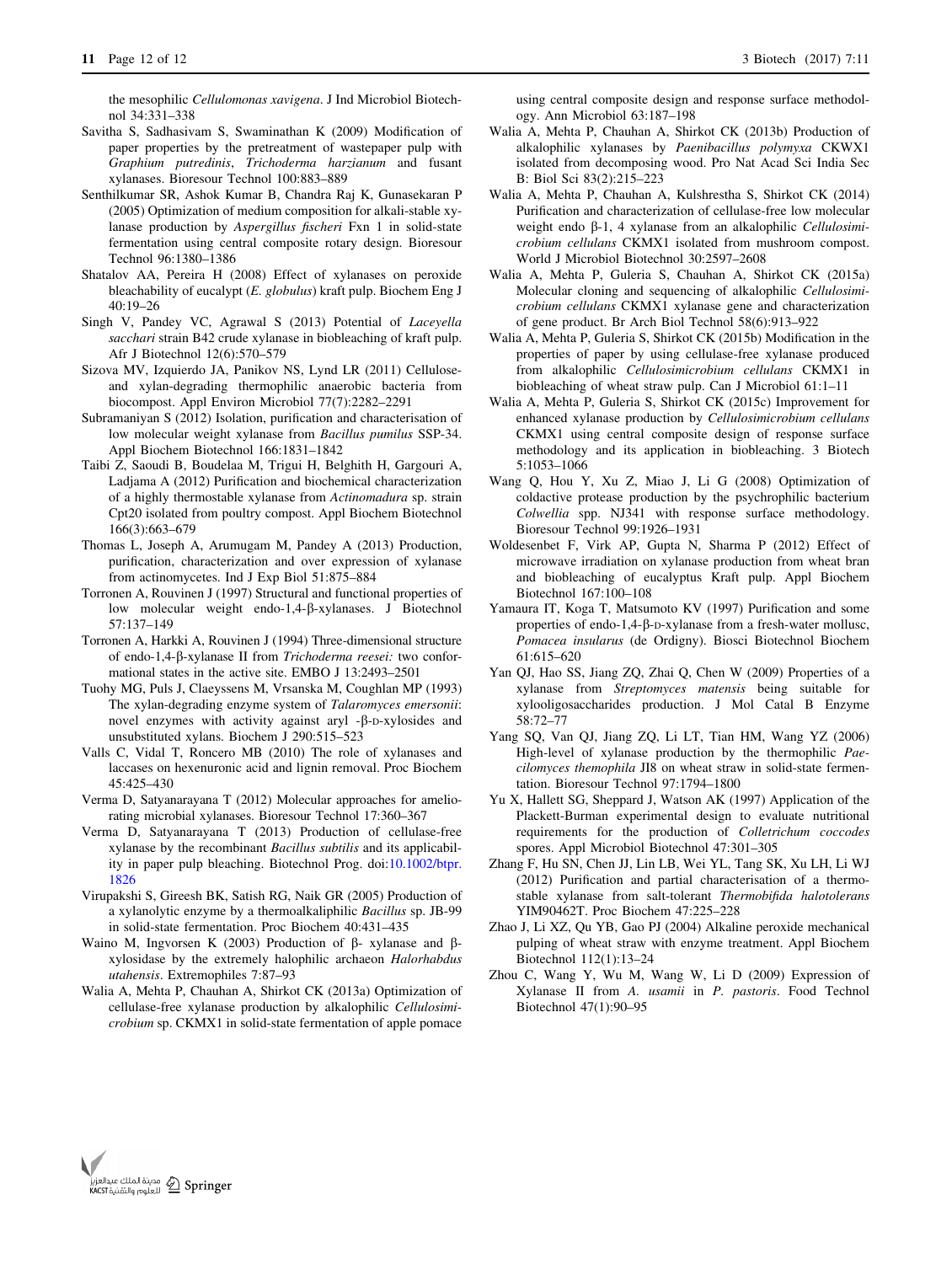the mesophilic *Cellulomonas xavigena*. J Ind Microbiol Biotechnol 34:331–338

Savitha S, Sadhasivam S, Swaminathan K (2009) Modification of paper properties by the pretreatment of wastepaper pulp with *Graphium putredinis*, *Trichoderma harzianum* and fusant xylanases. Bioresour Technol 100:883–889

Senthilkumar SR, Ashok Kumar B, Chandra Raj K, Gunasekaran P (2005) Optimization of medium composition for alkali-stable xylanase production by *Aspergillus fischeri* Fxn 1 in solid-state fermentation using central composite rotary design. Bioresour Technol 96:1380–1386

Shatalov AA, Pereira H (2008) Effect of xylanases on peroxide bleachability of eucalypt (*E. globulus*) kraft pulp. Biochem Eng J 40:19–26

Singh V, Pandey VC, Agrawal S (2013) Potential of *Laceyella sacchari* strain B42 crude xylanase in biobleaching of kraft pulp. Afr J Biotechnol 12(6):570–579

Sizova MV, Izquierdo JA, Panikov NS, Lynd LR (2011) Cellulose- and xylan-degrading thermophilic anaerobic bacteria from biocompost. Appl Environ Microbiol 77(7):2282–2291

Subramaniyan S (2012) Isolation, purification and characterisation of low molecular weight xylanase from *Bacillus pumilus* SSP-34. Appl Biochem Biotechnol 166:1831–1842

Taibi Z, Saoudi B, Boudelaa M, Trigui H, Belghith H, Gargouri A, Ladjama A (2012) Purification and biochemical characterization of a highly thermostable xylanase from *Actinomadura* sp. strain Cpt20 isolated from poultry compost. Appl Biochem Biotechnol 166(3):663–679

Thomas L, Joseph A, Arumugam M, Pandey A (2013) Production, purification, characterization and over expression of xylanase from actinomycetes. Ind J Exp Biol 51:875–884

Torronen A, Rouvinen J (1997) Structural and functional properties of low molecular weight endo-1,4-β-xylanases. J Biotechnol 57:137–149

Torronen A, Harkki A, Rouvinen J (1994) Three-dimensional structure of endo-1,4-β-xylanase II from *Trichoderma reesei:* two conformational states in the active site. EMBO J 13:2493–2501

Tuohy MG, Puls J, Claeyssens M, Vrsanska M, Coughlan MP (1993) The xylan-degrading enzyme system of *Talaromyces emersonii*: novel enzymes with activity against aryl -β-D-xylosides and unsubstituted xylans. Biochem J 290:515–523

Valls C, Vidal T, Roncero MB (2010) The role of xylanases and laccases on hexenuronic acid and lignin removal. Proc Biochem 45:425–430

Verma D, Satyanarayana T (2012) Molecular approaches for ameliorating microbial xylanases. Bioresour Technol 17:360–367

Verma D, Satyanarayana T (2013) Production of cellulase-free xylanase by the recombinant *Bacillus subtilis* and its applicability in paper pulp bleaching. Biotechnol Prog. doi:10.1002/btpr.1826

Virupakshi S, Gireesh BK, Satish RG, Naik GR (2005) Production of a xylanolytic enzyme by a thermoalkaliphilic *Bacillus* sp. JB-99 in solid-state fermentation. Proc Biochem 40:431–435

Waino M, Ingvorsen K (2003) Production of β- xylanase and β-xylosidase by the extremely halophilic archaeon *Halorhabdus utahensis*. Extremophiles 7:87–93

Walia A, Mehta P, Chauhan A, Shirkot CK (2013a) Optimization of cellulase-free xylanase production by alkalophilic *Cellulosimicrobium* sp. CKMX1 in solid-state fermentation of apple pomace using central composite design and response surface methodology. Ann Microbiol 63:187–198

Walia A, Mehta P, Chauhan A, Shirkot CK (2013b) Production of alkalophilic xylanases by *Paenibacillus polymyxa* CKWX1 isolated from decomposing wood. Pro Nat Acad Sci India Sec B: Biol Sci 83(2):215–223

Walia A, Mehta P, Chauhan A, Kulshrestha S, Shirkot CK (2014) Purification and characterization of cellulase-free low molecular weight endo β-1, 4 xylanase from an alkalophilic *Cellulosimicrobium cellulans* CKMX1 isolated from mushroom compost. World J Microbiol Biotechnol 30:2597–2608

Walia A, Mehta P, Guleria S, Chauhan A, Shirkot CK (2015a) Molecular cloning and sequencing of alkalophilic *Cellulosimicrobium cellulans* CKMX1 xylanase gene and characterization of gene product. Br Arch Biol Technol 58(6):913–922

Walia A, Mehta P, Guleria S, Shirkot CK (2015b) Modification in the properties of paper by using cellulase-free xylanase produced from alkalophilic *Cellulosimicrobium cellulans* CKMX1 in biobleaching of wheat straw pulp. Can J Microbiol 61:1–11

Walia A, Mehta P, Guleria S, Shirkot CK (2015c) Improvement for enhanced xylanase production by *Cellulosimicrobium cellulans* CKMX1 using central composite design of response surface methodology and its application in biobleaching. 3 Biotech 5:1053–1066

Wang Q, Hou Y, Xu Z, Miao J, Li G (2008) Optimization of coldactive protease production by the psychrophilic bacterium *Colwellia* spp. NJ341 with response surface methodology. Bioresour Technol 99:1926–1931

Woldesenbet F, Virk AP, Gupta N, Sharma P (2012) Effect of microwave irradiation on xylanase production from wheat bran and biobleaching of eucalyptus Kraft pulp. Appl Biochem Biotechnol 167:100–108

Yamaura IT, Koga T, Matsumoto KV (1997) Purification and some properties of endo-1,4-β-D-xylanase from a fresh-water mollusc, *Pomacea insularus* (de Ordigny). Biosci Biotechnol Biochem 61:615–620

Yan QJ, Hao SS, Jiang ZQ, Zhai Q, Chen W (2009) Properties of a xylanase from *Streptomyces matensis* being suitable for xylooligosaccharides production. J Mol Catal B Enzyme 58:72–77

Yang SQ, Van QJ, Jiang ZQ, Li LT, Tian HM, Wang YZ (2006) High-level of xylanase production by the thermophilic *Paecilomyces themophila* JI8 on wheat straw in solid-state fermentation. Bioresour Technol 97:1794–1800

Yu X, Hallett SG, Sheppard J, Watson AK (1997) Application of the Plackett-Burman experimental design to evaluate nutritional requirements for the production of *Colletrichum coccodes* spores. Appl Microbiol Biotechnol 47:301–305

Zhang F, Hu SN, Chen JJ, Lin LB, Wei YL, Tang SK, Xu LH, Li WJ (2012) Purification and partial characterisation of a thermostable xylanase from salt-tolerant *Thermobifida halotolerans* YIM90462T. Proc Biochem 47:225–228

Zhao J, Li XZ, Qu YB, Gao PJ (2004) Alkaline peroxide mechanical pulping of wheat straw with enzyme treatment. Appl Biochem Biotechnol 112(1):13–24

Zhou C, Wang Y, Wu M, Wang W, Li D (2009) Expression of Xylanase II from *A. usamii* in *P. pastoris*. Food Technol Biotechnol 47(1):90–95